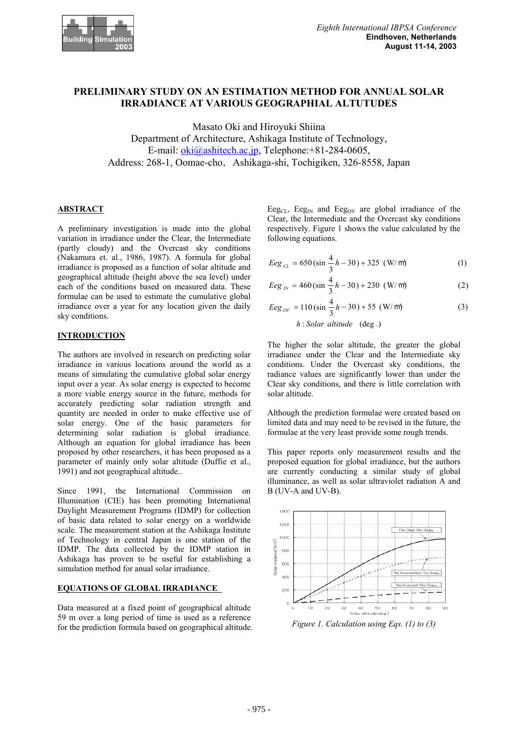# PRELIMINARY STUDY ON AN ESTIMATION METHOD FOR ANNUAL SOLAR IRRADIANCE AT VARIOUS GEOGRAPHIAL ALTUTUDES

Masato Oki and Hiroyuki Shiina
Department of Architecture, Ashikaga Institute of Technology,
E-mail: oki@ashitech.ac.jp, Telephone:+81-284-0605,
Address: 268-1, Oomae-cho, Ashikaga-shi, Tochigiken, 326-8558, Japan

## ABSTRACT

A preliminary investigation is made into the global variation in irradiance under the Clear, the Intermediate (partly cloudy) and the Overcast sky conditions (Nakamura et. al., 1986, 1987). A formula for global irradiance is proposed as a function of solar altitude and geographical altitude (height above the sea level) under each of the conditions based on measured data. These formulae can be used to estimate the cumulative global irradiance over a year for any location given the daily sky conditions.

## INTRODUCTION

The authors are involved in research on predicting solar irradiance in various locations around the world as a means of simulating the cumulative global solar energy input over a year. As solar energy is expected to become a more viable energy source in the future, methods for accurately predicting solar radiation strength and quantity are needed in order to make effective use of solar energy. One of the basic parameters for determining solar radiation is global irradiance. Although an equation for global irradiance has been proposed by other researchers, it has been proposed as a parameter of mainly only solar altitude (Duffie et al., 1991) and not geographical altitude..

Since 1991, the International Commission on Illumination (CIE) has been promoting International Daylight Measurement Programs (IDMP) for collection of basic data related to solar energy on a worldwide scale. The measurement station at the Ashikaga Institute of Technology in central Japan is one station of the IDMP. The data collected by the IDMP station in Ashikaga has proven to be useful for establishing a simulation method for anual solar irradiance.

## EQUATIONS OF GLOBAL IRRADIANCE

Data measured at a fixed point of geographical altitude 59 m over a long period of time is used as a reference for the prediction formula based on geographical altitude. $Eeg_{CL}$, $Eeg_{IN}$ and $Eeg_{OV}$ are global irradiance of the Clear, the Intermediate and the Overcast sky conditions respectively. Figure 1 shows the value calculated by the following equations.

$$Eeg_{CL} = 650(\sin\frac{4}{3}h - 30) + 325 \ \ (\mathrm{W/m^2}) \tag{1}$$

$$Eeg_{IN} = 460(\sin\frac{4}{3}h - 30) + 230 \ \ (\mathrm{W/m^2}) \tag{2}$$

$$Eeg_{OV} = 110(\sin\frac{4}{3}h - 30) + 55 \ \ (\mathrm{W/m^2}) \tag{3}$$

$$h : Solar\ altitude \quad (\mathrm{deg.})$$

The higher the solar altitude, the greater the global irradiance under the Clear and the Intermediate sky conditions. Under the Overcast sky conditions, the radiance values are significantly lower than under the Clear sky conditions, and there is little correlation with solar altitude.

Although the prediction formulae were created based on limited data and may need to be revised in the future, the formulae at the very least provide some rough trends.

This paper reports only measurement results and the proposed equation for global irradiance, but the authors are currently conducting a similar study of global illuminance, as well as solar ultraviolet radiation A and B (UV-A and UV-B).

*Figure 1. Calculation using Eqs. (1) to (3)*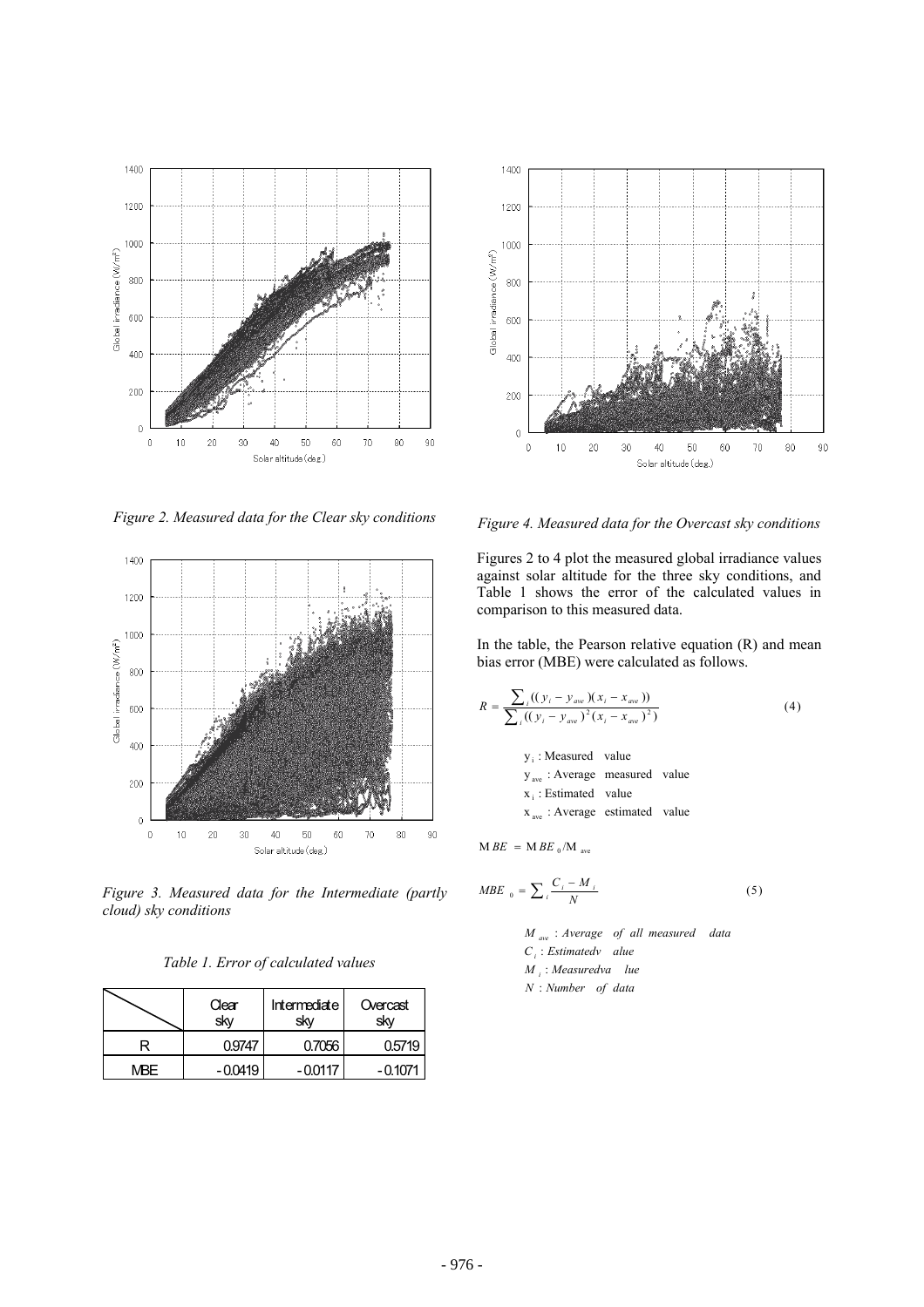*Figure 2. Measured data for the Clear sky conditions*

*Figure 3. Measured data for the Intermediate (partly cloud) sky conditions*

*Table 1. Error of calculated values*

| | Clear sky | Intermediate sky | Overcast sky |
|---|---|---|---|
| R | 0.9747 | 0.7056 | 0.5719 |
| MBE | -0.0419 | -0.0117 | -0.1071 |

*Figure 4. Measured data for the Overcast sky conditions*

Figures 2 to 4 plot the measured global irradiance values against solar altitude for the three sky conditions, and Table 1 shows the error of the calculated values in comparison to this measured data.

In the table, the Pearson relative equation (R) and mean bias error (MBE) were calculated as follows.

$$R = \frac{\sum_i ((y_i - y_{ave})(x_i - x_{ave}))}{\sum_i ((y_i - y_{ave})^2 (x_i - x_{ave})^2)} \tag{4}$$

$y_i$ : Measured value
$y_{ave}$ : Average measured value
$x_i$ : Estimated value
$x_{ave}$ : Average estimated value

$$MBE = MBE_0 / M_{ave}$$

$$MBE_0 = \sum_i \frac{C_i - M_i}{N} \tag{5}$$

$M_{ave}$ : *Average of all measured data*
$C_i$ : *Estimatedv alue*
$M_i$ : *Measuredva lue*
$N$ : *Number of data*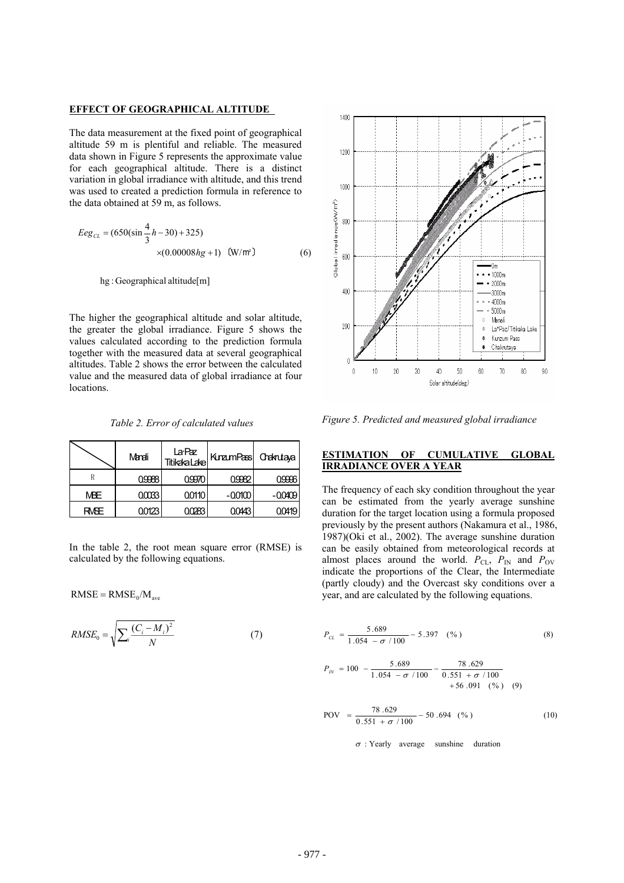## EFFECT OF GEOGRAPHICAL ALTITUDE

The data measurement at the fixed point of geographical altitude 59 m is plentiful and reliable. The measured data shown in Figure 5 represents the approximate value for each geographical altitude. There is a distinct variation in global irradiance with altitude, and this trend was used to created a prediction formula in reference to the data obtained at 59 m, as follows.

$$Eeg_{CL} = (650(\sin\frac{4}{3}h - 30) + 325) \times (0.00008hg + 1) \quad \text{[W/m}^2\text{]} \tag{6}$$

hg : Geographical altitude[m]

The higher the geographical altitude and solar altitude, the greater the global irradiance. Figure 5 shows the values calculated according to the prediction formula together with the measured data at several geographical altitudes. Table 2 shows the error between the calculated value and the measured data of global irradiance at four locations.

*Table 2. Error of calculated values*

| | Manali | La·Paz Titikaka Lake | Kunzum Pass | Chakrutaya |
|---|---|---|---|---|
| R | 0.9988 | 0.9970 | 0.9982 | 0.9996 |
| MBE | 0.0033 | 0.0110 | -0.0100 | -0.0409 |
| RMSE | 0.0123 | 0.0283 | 0.0443 | 0.0419 |

In the table 2, the root mean square error (RMSE) is calculated by the following equations.

$$\mathrm{RMSE} = \mathrm{RMSE}_0/\mathrm{M}_{ave}$$

$$RMSE_0 = \sqrt{\sum_i \frac{(C_i - M_i)^2}{N}} \tag{7}$$

*Figure 5. Predicted and measured global irradiance*

## ESTIMATION OF CUMULATIVE GLOBAL IRRADIANCE OVER A YEAR

The frequency of each sky condition throughout the year can be estimated from the yearly average sunshine duration for the target location using a formula proposed previously by the present authors (Nakamura et al., 1986, 1987)(Oki et al., 2002). The average sunshine duration can be easily obtained from meteorological records at almost places around the world. $P_{CL}$, $P_{IN}$ and $P_{OV}$ indicate the proportions of the Clear, the Intermediate (partly cloudy) and the Overcast sky conditions over a year, and are calculated by the following equations.

$$P_{CL} = \frac{5.689}{1.054 - \sigma/100} - 5.397 \quad (\%) \tag{8}$$

$$P_{IN} = 100 - \frac{5.689}{1.054 - \sigma/100} - \frac{78.629}{0.551 + \sigma/100} + 56.091 \quad (\%) \tag{9}$$

$$\mathrm{POV} = \frac{78.629}{0.551 + \sigma/100} - 50.694 \quad (\%) \tag{10}$$

$\sigma$ : Yearly average sunshine duration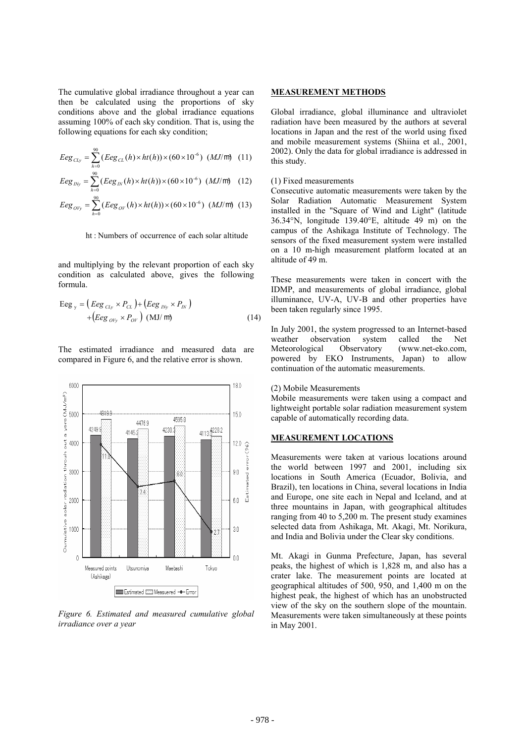The cumulative global irradiance throughout a year can then be calculated using the proportions of sky conditions above and the global irradiance equations assuming 100% of each sky condition. That is, using the following equations for each sky condition;

$$Eeg_{CLy} = \sum_{h=0}^{90} (Eeg_{CL}(h) \times ht(h)) \times (60 \times 10^{-6}) \ (MJ/m^2) \quad (11)$$

$$Eeg_{INy} = \sum_{h=0}^{90} (Eeg_{IN}(h) \times ht(h)) \times (60 \times 10^{-6}) \ (MJ/m^2) \quad (12)$$

$$Eeg_{OVy} = \sum_{h=0}^{90} (Eeg_{OV}(h) \times ht(h)) \times (60 \times 10^{-6}) \ (MJ/m^2) \quad (13)$$

ht : Numbers of occurrence of each solar altitude

and multiplying by the relevant proportion of each sky condition as calculated above, gives the following formula.

$$\text{Eeg}_{y} = \left(Eeg_{CLy} \times P_{CL}\right) + \left(Eeg_{INy} \times P_{IN}\right) + \left(Eeg_{OVy} \times P_{OV}\right) \ (\text{MJ/m}^2) \quad (14)$$

The estimated irradiance and measured data are compared in Figure 6, and the relative error is shown.

*Figure 6. Estimated and measured cumulative global irradiance over a year*

## MEASUREMENT METHODS

Global irradiance, global illuminance and ultraviolet radiation have been measured by the authors at several locations in Japan and the rest of the world using fixed and mobile measurement systems (Shiina et al., 2001, 2002). Only the data for global irradiance is addressed in this study.

(1) Fixed measurements

Consecutive automatic measurements were taken by the Solar Radiation Automatic Measurement System installed in the "Square of Wind and Light" (latitude 36.34°N, longitude 139.40°E, altitude 49 m) on the campus of the Ashikaga Institute of Technology. The sensors of the fixed measurement system were installed on a 10 m-high measurement platform located at an altitude of 49 m.

These measurements were taken in concert with the IDMP, and measurements of global irradiance, global illuminance, UV-A, UV-B and other properties have been taken regularly since 1995.

In July 2001, the system progressed to an Internet-based weather observation system called the Net Meteorological Observatory (www.net-eko.com, powered by EKO Instruments, Japan) to allow continuation of the automatic measurements.

(2) Mobile Measurements

Mobile measurements were taken using a compact and lightweight portable solar radiation measurement system capable of automatically recording data.

## MEASUREMENT LOCATIONS

Measurements were taken at various locations around the world between 1997 and 2001, including six locations in South America (Ecuador, Bolivia, and Brazil), ten locations in China, several locations in India and Europe, one site each in Nepal and Iceland, and at three mountains in Japan, with geographical altitudes ranging from 40 to 5,200 m. The present study examines selected data from Ashikaga, Mt. Akagi, Mt. Norikura, and India and Bolivia under the Clear sky conditions.

Mt. Akagi in Gunma Prefecture, Japan, has several peaks, the highest of which is 1,828 m, and also has a crater lake. The measurement points are located at geographical altitudes of 500, 950, and 1,400 m on the highest peak, the highest of which has an unobstructed view of the sky on the southern slope of the mountain. Measurements were taken simultaneously at these points in May 2001.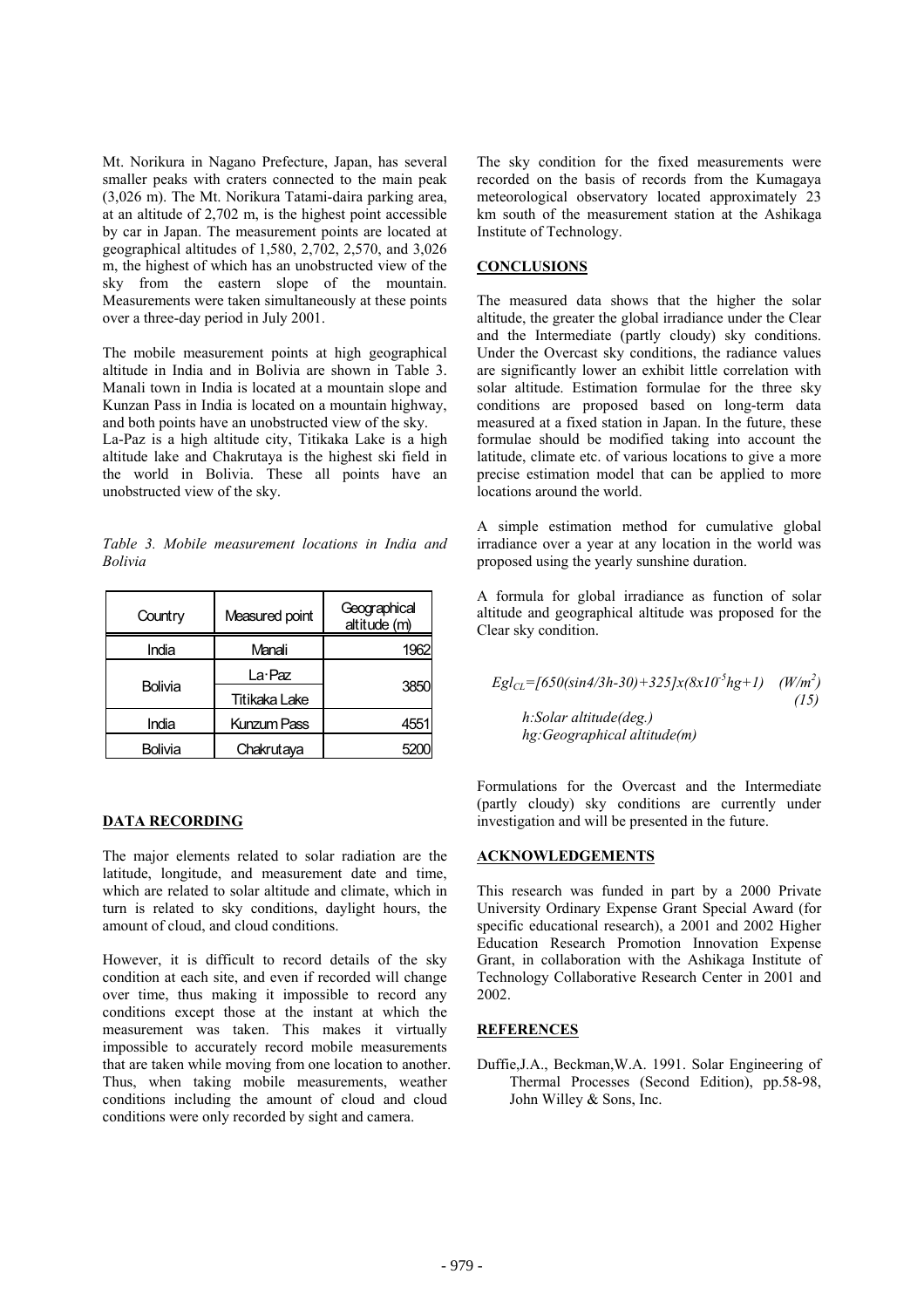Mt. Norikura in Nagano Prefecture, Japan, has several smaller peaks with craters connected to the main peak (3,026 m). The Mt. Norikura Tatami-daira parking area, at an altitude of 2,702 m, is the highest point accessible by car in Japan. The measurement points are located at geographical altitudes of 1,580, 2,702, 2,570, and 3,026 m, the highest of which has an unobstructed view of the sky from the eastern slope of the mountain. Measurements were taken simultaneously at these points over a three-day period in July 2001.

The mobile measurement points at high geographical altitude in India and in Bolivia are shown in Table 3. Manali town in India is located at a mountain slope and Kunzan Pass in India is located on a mountain highway, and both points have an unobstructed view of the sky.
La-Paz is a high altitude city, Titikaka Lake is a high altitude lake and Chakrutaya is the highest ski field in the world in Bolivia. These all points have an unobstructed view of the sky.

*Table 3. Mobile measurement locations in India and Bolivia*

| Country | Measured point | Geographical altitude (m) |
|---|---|---|
| India | Manali | 1962 |
| Bolivia | La·Paz | 3850 |
| | Titikaka Lake | |
| India | Kunzum Pass | 4551 |
| Bolivia | Chakrutaya | 5200 |

## DATA RECORDING

The major elements related to solar radiation are the latitude, longitude, and measurement date and time, which are related to solar altitude and climate, which in turn is related to sky conditions, daylight hours, the amount of cloud, and cloud conditions.

However, it is difficult to record details of the sky condition at each site, and even if recorded will change over time, thus making it impossible to record any conditions except those at the instant at which the measurement was taken. This makes it virtually impossible to accurately record mobile measurements that are taken while moving from one location to another. Thus, when taking mobile measurements, weather conditions including the amount of cloud and cloud conditions were only recorded by sight and camera.

The sky condition for the fixed measurements were recorded on the basis of records from the Kumagaya meteorological observatory located approximately 23 km south of the measurement station at the Ashikaga Institute of Technology.

## CONCLUSIONS

The measured data shows that the higher the solar altitude, the greater the global irradiance under the Clear and the Intermediate (partly cloudy) sky conditions. Under the Overcast sky conditions, the radiance values are significantly lower an exhibit little correlation with solar altitude. Estimation formulae for the three sky conditions are proposed based on long-term data measured at a fixed station in Japan. In the future, these formulae should be modified taking into account the latitude, climate etc. of various locations to give a more precise estimation model that can be applied to more locations around the world.

A simple estimation method for cumulative global irradiance over a year at any location in the world was proposed using the yearly sunshine duration.

A formula for global irradiance as function of solar altitude and geographical altitude was proposed for the Clear sky condition.

$$Egl_{CL}=[650(\sin 4/3h-30)+325]x(8x10^{-5}hg+1) \quad (W/m^2) \qquad (15)$$

*h:Solar altitude(deg.)*
*hg:Geographical altitude(m)*

Formulations for the Overcast and the Intermediate (partly cloudy) sky conditions are currently under investigation and will be presented in the future.

## ACKNOWLEDGEMENTS

This research was funded in part by a 2000 Private University Ordinary Expense Grant Special Award (for specific educational research), a 2001 and 2002 Higher Education Research Promotion Innovation Expense Grant, in collaboration with the Ashikaga Institute of Technology Collaborative Research Center in 2001 and 2002.

## REFERENCES

Duffie,J.A., Beckman,W.A. 1991. Solar Engineering of Thermal Processes (Second Edition), pp.58-98, John Willey & Sons, Inc.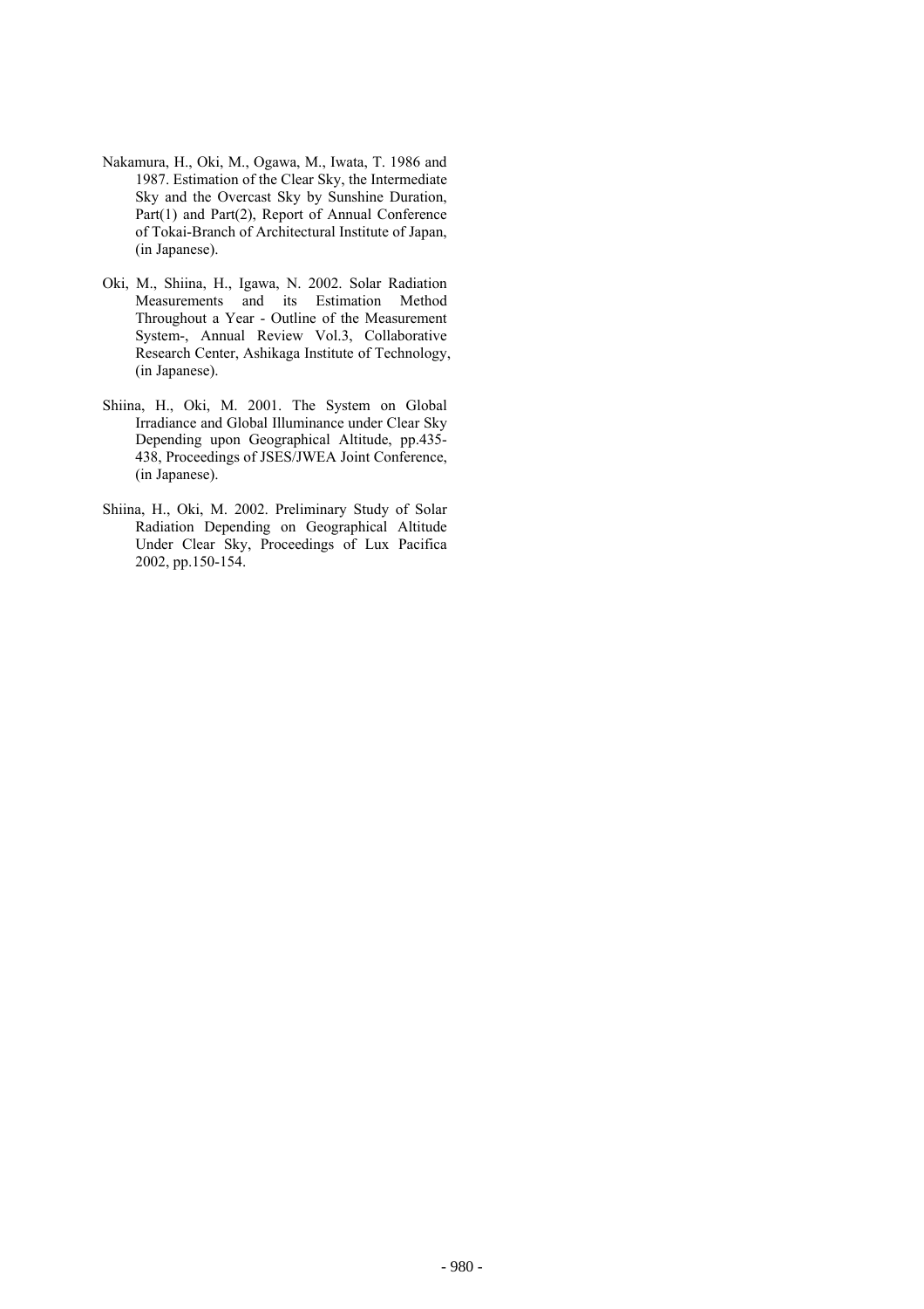Nakamura, H., Oki, M., Ogawa, M., Iwata, T. 1986 and 1987. Estimation of the Clear Sky, the Intermediate Sky and the Overcast Sky by Sunshine Duration, Part(1) and Part(2), Report of Annual Conference of Tokai-Branch of Architectural Institute of Japan, (in Japanese).

Oki, M., Shiina, H., Igawa, N. 2002. Solar Radiation Measurements and its Estimation Method Throughout a Year - Outline of the Measurement System-, Annual Review Vol.3, Collaborative Research Center, Ashikaga Institute of Technology, (in Japanese).

Shiina, H., Oki, M. 2001. The System on Global Irradiance and Global Illuminance under Clear Sky Depending upon Geographical Altitude, pp.435-438, Proceedings of JSES/JWEA Joint Conference, (in Japanese).

Shiina, H., Oki, M. 2002. Preliminary Study of Solar Radiation Depending on Geographical Altitude Under Clear Sky, Proceedings of Lux Pacifica 2002, pp.150-154.